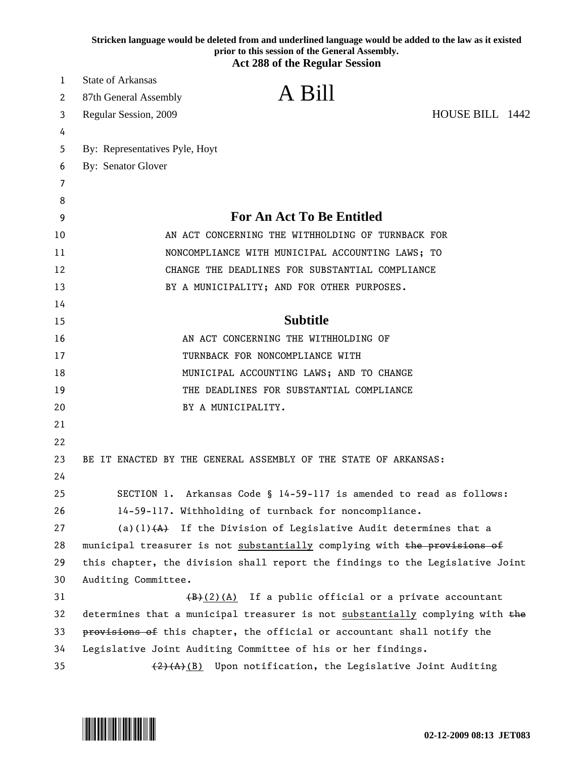**Stricken language would be deleted from and underlined language would be added to the law as it existed prior to this session of the General Assembly.**

**Act 288 of the Regular Session**

State of Arkansas
87th General Assembly
Regular Session, 2009

# A Bill

HOUSE BILL 1442

By: Representatives Pyle, Hoyt
By: Senator Glover

## For An Act To Be Entitled

AN ACT CONCERNING THE WITHHOLDING OF TURNBACK FOR NONCOMPLIANCE WITH MUNICIPAL ACCOUNTING LAWS; TO CHANGE THE DEADLINES FOR SUBSTANTIAL COMPLIANCE BY A MUNICIPALITY; AND FOR OTHER PURPOSES.

## Subtitle

AN ACT CONCERNING THE WITHHOLDING OF TURNBACK FOR NONCOMPLIANCE WITH MUNICIPAL ACCOUNTING LAWS; AND TO CHANGE THE DEADLINES FOR SUBSTANTIAL COMPLIANCE BY A MUNICIPALITY.

BE IT ENACTED BY THE GENERAL ASSEMBLY OF THE STATE OF ARKANSAS:

SECTION 1. Arkansas Code § 14-59-117 is amended to read as follows:

14-59-117. Withholding of turnback for noncompliance.

(a)(1)~~(A)~~ If the Division of Legislative Audit determines that a municipal treasurer is not <u>substantially</u> complying with ~~the provisions of~~ this chapter, the division shall report the findings to the Legislative Joint Auditing Committee.

~~(B)~~<u>(2)(A)</u> If a public official or a private accountant determines that a municipal treasurer is not <u>substantially</u> complying with ~~the provisions of~~ this chapter, the official or accountant shall notify the Legislative Joint Auditing Committee of his or her findings.

~~(2)(A)~~<u>(B)</u> Upon notification, the Legislative Joint Auditing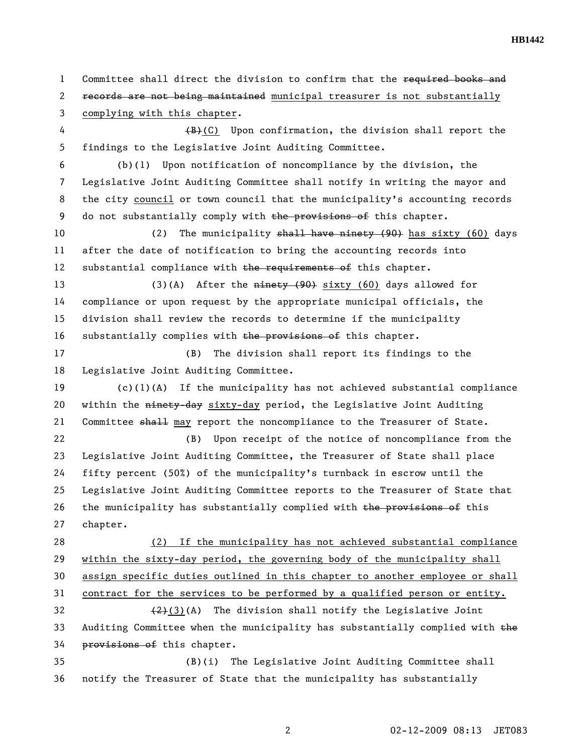Committee shall direct the division to confirm that the ~~required books and records are not being maintained~~ municipal treasurer is not substantially complying with this chapter.

~~(B)~~(C) Upon confirmation, the division shall report the findings to the Legislative Joint Auditing Committee.

(b)(1) Upon notification of noncompliance by the division, the Legislative Joint Auditing Committee shall notify in writing the mayor and the city council or town council that the municipality's accounting records do not substantially comply with ~~the provisions of~~ this chapter.

(2) The municipality ~~shall have ninety (90)~~ has sixty (60) days after the date of notification to bring the accounting records into substantial compliance with ~~the requirements of~~ this chapter.

(3)(A) After the ~~ninety (90)~~ sixty (60) days allowed for compliance or upon request by the appropriate municipal officials, the division shall review the records to determine if the municipality substantially complies with ~~the provisions of~~ this chapter.

(B) The division shall report its findings to the Legislative Joint Auditing Committee.

(c)(1)(A) If the municipality has not achieved substantial compliance within the ~~ninety-day~~ sixty-day period, the Legislative Joint Auditing Committee ~~shall~~ may report the noncompliance to the Treasurer of State.

(B) Upon receipt of the notice of noncompliance from the Legislative Joint Auditing Committee, the Treasurer of State shall place fifty percent (50%) of the municipality's turnback in escrow until the Legislative Joint Auditing Committee reports to the Treasurer of State that the municipality has substantially complied with ~~the provisions of~~ this chapter.

(2) If the municipality has not achieved substantial compliance within the sixty-day period, the governing body of the municipality shall assign specific duties outlined in this chapter to another employee or shall contract for the services to be performed by a qualified person or entity.

~~(2)~~(3)(A) The division shall notify the Legislative Joint Auditing Committee when the municipality has substantially complied with ~~the provisions of~~ this chapter.

(B)(i) The Legislative Joint Auditing Committee shall notify the Treasurer of State that the municipality has substantially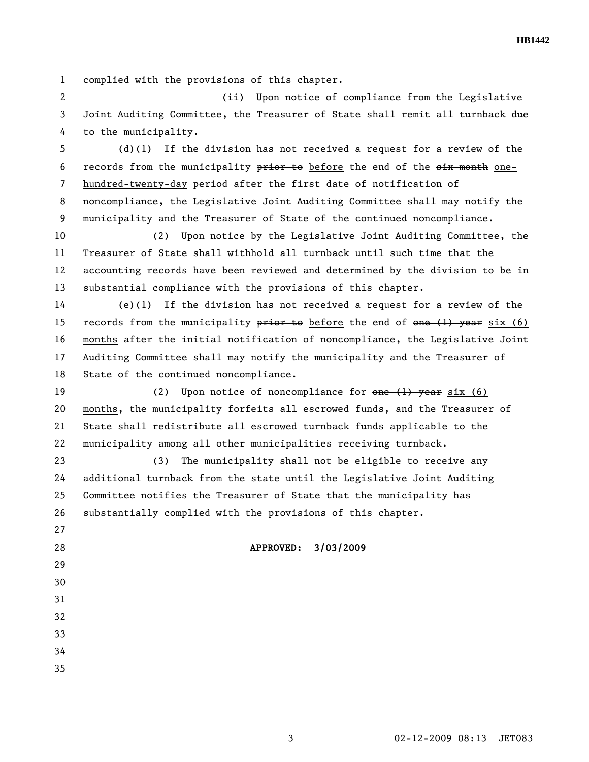complied with ~~the provisions of~~ this chapter.

(ii) Upon notice of compliance from the Legislative Joint Auditing Committee, the Treasurer of State shall remit all turnback due to the municipality.

(d)(1) If the division has not received a request for a review of the records from the municipality ~~prior to~~ <u>before</u> the end of the ~~six-month~~ <u>one-hundred-twenty-day</u> period after the first date of notification of noncompliance, the Legislative Joint Auditing Committee ~~shall~~ <u>may</u> notify the municipality and the Treasurer of State of the continued noncompliance.

(2) Upon notice by the Legislative Joint Auditing Committee, the Treasurer of State shall withhold all turnback until such time that the accounting records have been reviewed and determined by the division to be in substantial compliance with ~~the provisions of~~ this chapter.

(e)(1) If the division has not received a request for a review of the records from the municipality ~~prior to~~ <u>before</u> the end of ~~one (1) year~~ <u>six (6) months</u> after the initial notification of noncompliance, the Legislative Joint Auditing Committee ~~shall~~ <u>may</u> notify the municipality and the Treasurer of State of the continued noncompliance.

(2) Upon notice of noncompliance for ~~one (1) year~~ <u>six (6) months</u>, the municipality forfeits all escrowed funds, and the Treasurer of State shall redistribute all escrowed turnback funds applicable to the municipality among all other municipalities receiving turnback.

(3) The municipality shall not be eligible to receive any additional turnback from the state until the Legislative Joint Auditing Committee notifies the Treasurer of State that the municipality has substantially complied with ~~the provisions of~~ this chapter.

**APPROVED: 3/03/2009**